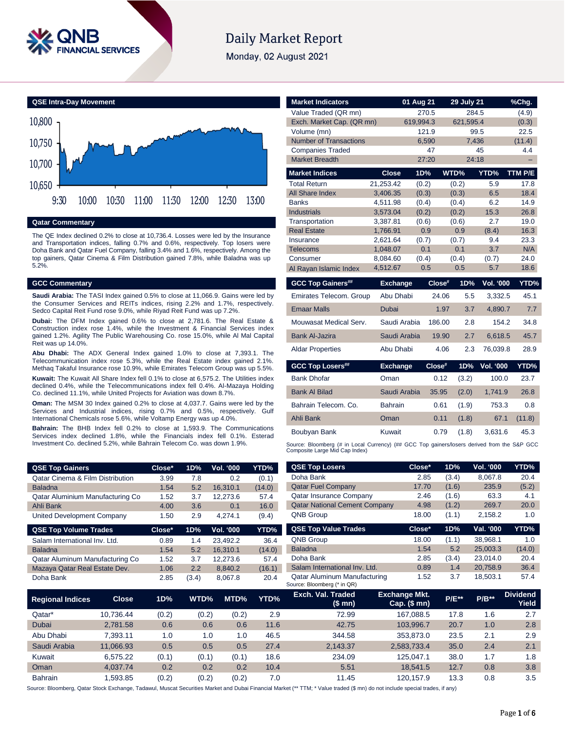# Daily Market Report

Monday, 02 August 2021

## QSE Intra-Day Movement

## Qatar Commentary

The QE Index declined 0.2% to close at 10,736.4. Losses were led by the Insurance and Transportation indices, falling 0.7% and 0.6%, respectively. Top losers were Doha Bank and Qatar Fuel Company, falling 3.4% and 1.6%, respectively. Among the top gainers, Qatar Cinema & Film Distribution gained 7.8%, while Baladna was up 5.2%.

## GCC Commentary

**Saudi Arabia:** The TASI Index gained 0.5% to close at 11,066.9. Gains were led by the Consumer Services and REITs indices, rising 2.2% and 1.7%, respectively. Sedco Capital Reit Fund rose 9.0%, while Riyad Reit Fund was up 7.2%.

**Dubai:** The DFM Index gained 0.6% to close at 2,781.6. The Real Estate & Construction index rose 1.4%, while the Investment & Financial Services index gained 1.2%. Agility The Public Warehousing Co. rose 15.0%, while Al Mal Capital Reit was up 14.0%.

**Abu Dhabi:** The ADX General Index gained 1.0% to close at 7,393.1. The Telecommunication index rose 5.3%, while the Real Estate index gained 2.1%. Methaq Takaful Insurance rose 10.9%, while Emirates Telecom Group was up 5.5%.

**Kuwait:** The Kuwait All Share Index fell 0.1% to close at 6,575.2. The Utilities index declined 0.4%, while the Telecommunications index fell 0.4%. Al-Mazaya Holding Co. declined 11.1%, while United Projects for Aviation was down 8.7%.

**Oman:** The MSM 30 Index gained 0.2% to close at 4,037.7. Gains were led by the Services and Industrial indices, rising 0.7% and 0.5%, respectively. Gulf International Chemicals rose 5.6%, while Voltamp Energy was up 4.0%.

**Bahrain:** The BHB Index fell 0.2% to close at 1,593.9. The Communications Services index declined 1.8%, while the Financials index fell 0.1%. Esterad Investment Co. declined 5.2%, while Bahrain Telecom Co. was down 1.9%.

| Market Indicators | 01 Aug 21 | 29 July 21 | %Chg. |
|---|---|---|---|
| Value Traded (QR mn) | 270.5 | 284.5 | (4.9) |
| Exch. Market Cap. (QR mn) | 619,994.3 | 621,595.4 | (0.3) |
| Volume (mn) | 121.9 | 99.5 | 22.5 |
| Number of Transactions | 6,590 | 7,436 | (11.4) |
| Companies Traded | 47 | 45 | 4.4 |
| Market Breadth | 27:20 | 24:18 | – |

| Market Indices | Close | 1D% | WTD% | YTD% | TTM P/E |
|---|---|---|---|---|---|
| Total Return | 21,253.42 | (0.2) | (0.2) | 5.9 | 17.8 |
| All Share Index | 3,406.35 | (0.3) | (0.3) | 6.5 | 18.4 |
| Banks | 4,511.98 | (0.4) | (0.4) | 6.2 | 14.9 |
| Industrials | 3,573.04 | (0.2) | (0.2) | 15.3 | 26.8 |
| Transportation | 3,387.81 | (0.6) | (0.6) | 2.7 | 19.0 |
| Real Estate | 1,766.91 | 0.9 | 0.9 | (8.4) | 16.3 |
| Insurance | 2,621.64 | (0.7) | (0.7) | 9.4 | 23.3 |
| Telecoms | 1,048.07 | 0.1 | 0.1 | 3.7 | N/A |
| Consumer | 8,084.60 | (0.4) | (0.4) | (0.7) | 24.0 |
| Al Rayan Islamic Index | 4,512.67 | 0.5 | 0.5 | 5.7 | 18.6 |

| GCC Top Gainers## | Exchange | Close# | 1D% | Vol. '000 | YTD% |
|---|---|---|---|---|---|
| Emirates Telecom. Group | Abu Dhabi | 24.06 | 5.5 | 3,332.5 | 45.1 |
| Emaar Malls | Dubai | 1.97 | 3.7 | 4,890.7 | 7.7 |
| Mouwasat Medical Serv. | Saudi Arabia | 186.00 | 2.8 | 154.2 | 34.8 |
| Bank Al-Jazira | Saudi Arabia | 19.90 | 2.7 | 6,618.5 | 45.7 |
| Aldar Properties | Abu Dhabi | 4.06 | 2.3 | 76,039.8 | 28.9 |

| GCC Top Losers## | Exchange | Close# | 1D% | Vol. '000 | YTD% |
|---|---|---|---|---|---|
| Bank Dhofar | Oman | 0.12 | (3.2) | 100.0 | 23.7 |
| Bank Al Bilad | Saudi Arabia | 35.95 | (2.0) | 1,741.9 | 26.8 |
| Bahrain Telecom. Co. | Bahrain | 0.61 | (1.9) | 753.3 | 0.8 |
| Ahli Bank | Oman | 0.11 | (1.8) | 67.1 | (11.8) |
| Boubyan Bank | Kuwait | 0.79 | (1.8) | 3,631.6 | 45.3 |

Source: Bloomberg (# in Local Currency) (## GCC Top gainers/losers derived from the S&P GCC Composite Large Mid Cap Index)

| QSE Top Gainers | Close* | 1D% | Vol. '000 | YTD% |
|---|---|---|---|---|
| Qatar Cinema & Film Distribution | 3.99 | 7.8 | 0.2 | (0.1) |
| Baladna | 1.54 | 5.2 | 16,310.1 | (14.0) |
| Qatar Aluminium Manufacturing Co | 1.52 | 3.7 | 12,273.6 | 57.4 |
| Ahli Bank | 4.00 | 3.6 | 0.1 | 16.0 |
| United Development Company | 1.50 | 2.9 | 4,274.1 | (9.4) |

| QSE Top Volume Trades | Close* | 1D% | Vol. '000 | YTD% |
|---|---|---|---|---|
| Salam International Inv. Ltd. | 0.89 | 1.4 | 23,492.2 | 36.4 |
| Baladna | 1.54 | 5.2 | 16,310.1 | (14.0) |
| Qatar Aluminum Manufacturing Co | 1.52 | 3.7 | 12,273.6 | 57.4 |
| Mazaya Qatar Real Estate Dev. | 1.06 | 2.2 | 8,840.2 | (16.1) |
| Doha Bank | 2.85 | (3.4) | 8,067.8 | 20.4 |

| QSE Top Losers | Close* | 1D% | Vol. '000 | YTD% |
|---|---|---|---|---|
| Doha Bank | 2.85 | (3.4) | 8,067.8 | 20.4 |
| Qatar Fuel Company | 17.70 | (1.6) | 235.9 | (5.2) |
| Qatar Insurance Company | 2.46 | (1.6) | 63.3 | 4.1 |
| Qatar National Cement Company | 4.98 | (1.2) | 269.7 | 20.0 |
| QNB Group | 18.00 | (1.1) | 2,158.2 | 1.0 |

| QSE Top Value Trades | Close* | 1D% | Val. '000 | YTD% |
|---|---|---|---|---|
| QNB Group | 18.00 | (1.1) | 38,968.1 | 1.0 |
| Baladna | 1.54 | 5.2 | 25,003.3 | (14.0) |
| Doha Bank | 2.85 | (3.4) | 23,014.0 | 20.4 |
| Salam International Inv. Ltd. | 0.89 | 1.4 | 20,758.9 | 36.4 |
| Qatar Aluminum Manufacturing | 1.52 | 3.7 | 18,503.1 | 57.4 |

Source: Bloomberg (* in QR)

| Regional Indices | Close | 1D% | WTD% | MTD% | YTD% | Exch. Val. Traded ($ mn) | Exchange Mkt. Cap. ($ mn) | P/E** | P/B** | Dividend Yield |
|---|---|---|---|---|---|---|---|---|---|---|
| Qatar* | 10,736.44 | (0.2) | (0.2) | (0.2) | 2.9 | 72.99 | 167,088.5 | 17.8 | 1.6 | 2.7 |
| Dubai | 2,781.58 | 0.6 | 0.6 | 0.6 | 11.6 | 42.75 | 103,996.7 | 20.7 | 1.0 | 2.8 |
| Abu Dhabi | 7,393.11 | 1.0 | 1.0 | 1.0 | 46.5 | 344.58 | 353,873.0 | 23.5 | 2.1 | 2.9 |
| Saudi Arabia | 11,066.93 | 0.5 | 0.5 | 0.5 | 27.4 | 2,143.37 | 2,583,733.4 | 35.0 | 2.4 | 2.1 |
| Kuwait | 6,575.22 | (0.1) | (0.1) | (0.1) | 18.6 | 234.09 | 125,047.1 | 38.0 | 1.7 | 1.8 |
| Oman | 4,037.74 | 0.2 | 0.2 | 0.2 | 10.4 | 5.51 | 18,541.5 | 12.7 | 0.8 | 3.8 |
| Bahrain | 1,593.85 | (0.2) | (0.2) | (0.2) | 7.0 | 11.45 | 120,157.9 | 13.3 | 0.8 | 3.5 |

Source: Bloomberg, Qatar Stock Exchange, Tadawul, Muscat Securities Market and Dubai Financial Market (** TTM; * Value traded ($ mn) do not include special trades, if any)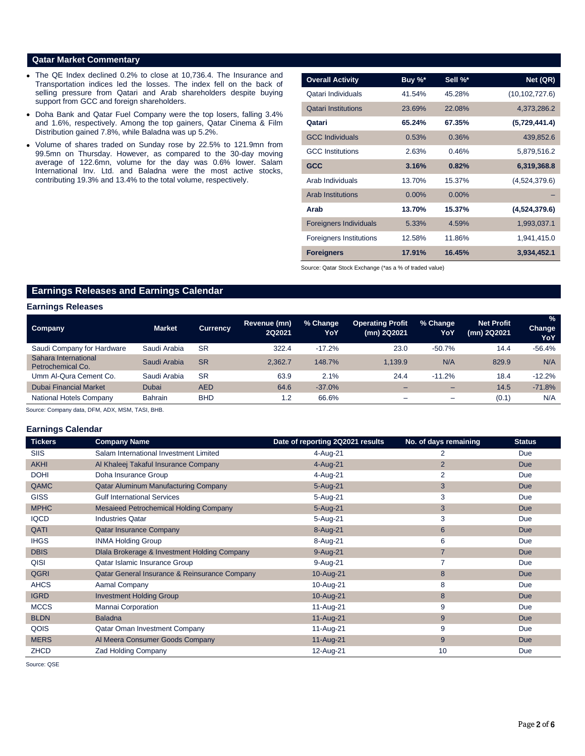## Qatar Market Commentary

- The QE Index declined 0.2% to close at 10,736.4. The Insurance and Transportation indices led the losses. The index fell on the back of selling pressure from Qatari and Arab shareholders despite buying support from GCC and foreign shareholders.
- Doha Bank and Qatar Fuel Company were the top losers, falling 3.4% and 1.6%, respectively. Among the top gainers, Qatar Cinema & Film Distribution gained 7.8%, while Baladna was up 5.2%.
- Volume of shares traded on Sunday rose by 22.5% to 121.9mn from 99.5mn on Thursday. However, as compared to the 30-day moving average of 122.6mn, volume for the day was 0.6% lower. Salam International Inv. Ltd. and Baladna were the most active stocks, contributing 19.3% and 13.4% to the total volume, respectively.

| Overall Activity | Buy %* | Sell %* | Net (QR) |
|---|---|---|---|
| Qatari Individuals | 41.54% | 45.28% | (10,102,727.6) |
| Qatari Institutions | 23.69% | 22.08% | 4,373,286.2 |
| **Qatari** | **65.24%** | **67.35%** | **(5,729,441.4)** |
| GCC Individuals | 0.53% | 0.36% | 439,852.6 |
| GCC Institutions | 2.63% | 0.46% | 5,879,516.2 |
| **GCC** | **3.16%** | **0.82%** | **6,319,368.8** |
| Arab Individuals | 13.70% | 15.37% | (4,524,379.6) |
| Arab Institutions | 0.00% | 0.00% | – |
| **Arab** | **13.70%** | **15.37%** | **(4,524,379.6)** |
| Foreigners Individuals | 5.33% | 4.59% | 1,993,037.1 |
| Foreigners Institutions | 12.58% | 11.86% | 1,941,415.0 |
| **Foreigners** | **17.91%** | **16.45%** | **3,934,452.1** |

Source: Qatar Stock Exchange (*as a % of traded value)

## Earnings Releases and Earnings Calendar

### Earnings Releases

| Company | Market | Currency | Revenue (mn) 2Q2021 | % Change YoY | Operating Profit (mn) 2Q2021 | % Change YoY | Net Profit (mn) 2Q2021 | % Change YoY |
|---|---|---|---|---|---|---|---|---|
| Saudi Company for Hardware | Saudi Arabia | SR | 322.4 | -17.2% | 23.0 | -50.7% | 14.4 | -56.4% |
| Sahara International Petrochemical Co. | Saudi Arabia | SR | 2,362.7 | 148.7% | 1,139.9 | N/A | 829.9 | N/A |
| Umm Al-Qura Cement Co. | Saudi Arabia | SR | 63.9 | 2.1% | 24.4 | -11.2% | 18.4 | -12.2% |
| Dubai Financial Market | Dubai | AED | 64.6 | -37.0% | – | – | 14.5 | -71.8% |
| National Hotels Company | Bahrain | BHD | 1.2 | 66.6% | – | – | (0.1) | N/A |

Source: Company data, DFM, ADX, MSM, TASI, BHB.

### Earnings Calendar

| Tickers | Company Name | Date of reporting 2Q2021 results | No. of days remaining | Status |
|---|---|---|---|---|
| SIIS | Salam International Investment Limited | 4-Aug-21 | 2 | Due |
| AKHI | Al Khaleej Takaful Insurance Company | 4-Aug-21 | 2 | Due |
| DOHI | Doha Insurance Group | 4-Aug-21 | 2 | Due |
| QAMC | Qatar Aluminum Manufacturing Company | 5-Aug-21 | 3 | Due |
| GISS | Gulf International Services | 5-Aug-21 | 3 | Due |
| MPHC | Mesaieed Petrochemical Holding Company | 5-Aug-21 | 3 | Due |
| IQCD | Industries Qatar | 5-Aug-21 | 3 | Due |
| QATI | Qatar Insurance Company | 8-Aug-21 | 6 | Due |
| IHGS | INMA Holding Group | 8-Aug-21 | 6 | Due |
| DBIS | Dlala Brokerage & Investment Holding Company | 9-Aug-21 | 7 | Due |
| QISI | Qatar Islamic Insurance Group | 9-Aug-21 | 7 | Due |
| QGRI | Qatar General Insurance & Reinsurance Company | 10-Aug-21 | 8 | Due |
| AHCS | Aamal Company | 10-Aug-21 | 8 | Due |
| IGRD | Investment Holding Group | 10-Aug-21 | 8 | Due |
| MCCS | Mannai Corporation | 11-Aug-21 | 9 | Due |
| BLDN | Baladna | 11-Aug-21 | 9 | Due |
| QOIS | Qatar Oman Investment Company | 11-Aug-21 | 9 | Due |
| MERS | Al Meera Consumer Goods Company | 11-Aug-21 | 9 | Due |
| ZHCD | Zad Holding Company | 12-Aug-21 | 10 | Due |

Source: QSE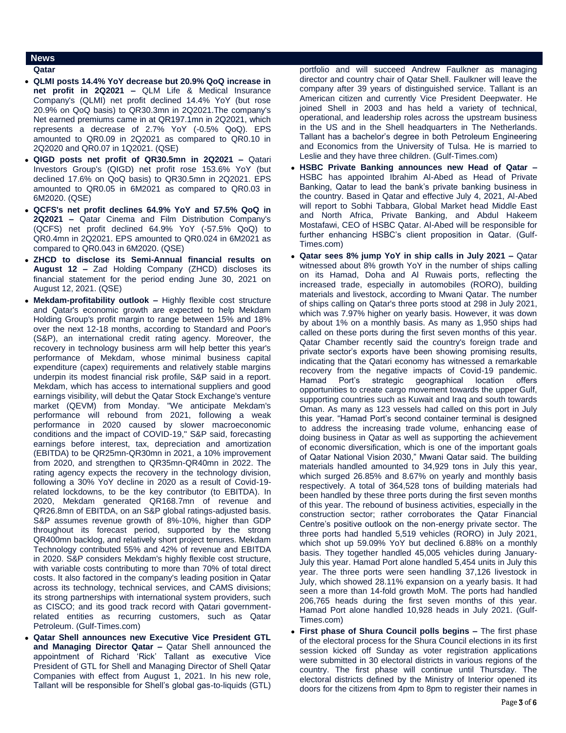## News

### Qatar

- **QLMI posts 14.4% YoY decrease but 20.9% QoQ increase in net profit in 2Q2021 –** QLM Life & Medical Insurance Company's (QLMI) net profit declined 14.4% YoY (but rose 20.9% on QoQ basis) to QR30.3mn in 2Q2021.The company's Net earned premiums came in at QR197.1mn in 2Q2021, which represents a decrease of 2.7% YoY (-0.5% QoQ). EPS amounted to QR0.09 in 2Q2021 as compared to QR0.10 in 2Q2020 and QR0.07 in 1Q2021. (QSE)
- **QIGD posts net profit of QR30.5mn in 2Q2021 –** Qatari Investors Group's (QIGD) net profit rose 153.6% YoY (but declined 17.6% on QoQ basis) to QR30.5mn in 2Q2021. EPS amounted to QR0.05 in 6M2021 as compared to QR0.03 in 6M2020. (QSE)
- **QCFS's net profit declines 64.9% YoY and 57.5% QoQ in 2Q2021 –** Qatar Cinema and Film Distribution Company's (QCFS) net profit declined 64.9% YoY (-57.5% QoQ) to QR0.4mn in 2Q2021. EPS amounted to QR0.024 in 6M2021 as compared to QR0.043 in 6M2020. (QSE)
- **ZHCD to disclose its Semi-Annual financial results on August 12 –** Zad Holding Company (ZHCD) discloses its financial statement for the period ending June 30, 2021 on August 12, 2021. (QSE)
- **Mekdam-profitability outlook –** Highly flexible cost structure and Qatar's economic growth are expected to help Mekdam Holding Group's profit margin to range between 15% and 18% over the next 12-18 months, according to Standard and Poor's (S&P), an international credit rating agency. Moreover, the recovery in technology business arm will help better this year's performance of Mekdam, whose minimal business capital expenditure (capex) requirements and relatively stable margins underpin its modest financial risk profile, S&P said in a report. Mekdam, which has access to international suppliers and good earnings visibility, will debut the Qatar Stock Exchange's venture market (QEVM) from Monday. "We anticipate Mekdam's performance will rebound from 2021, following a weak performance in 2020 caused by slower macroeconomic conditions and the impact of COVID-19," S&P said, forecasting earnings before interest, tax, depreciation and amortization (EBITDA) to be QR25mn-QR30mn in 2021, a 10% improvement from 2020, and strengthen to QR35mn-QR40mn in 2022. The rating agency expects the recovery in the technology division, following a 30% YoY decline in 2020 as a result of Covid-19-related lockdowns, to be the key contributor (to EBITDA). In 2020, Mekdam generated QR168.7mn of revenue and QR26.8mn of EBITDA, on an S&P global ratings-adjusted basis. S&P assumes revenue growth of 8%-10%, higher than GDP throughout its forecast period, supported by the strong QR400mn backlog, and relatively short project tenures. Mekdam Technology contributed 55% and 42% of revenue and EBITDA in 2020. S&P considers Mekdam's highly flexible cost structure, with variable costs contributing to more than 70% of total direct costs. It also factored in the company's leading position in Qatar across its technology, technical services, and CAMS divisions; its strong partnerships with international system providers, such as CISCO; and its good track record with Qatari government-related entities as recurring customers, such as Qatar Petroleum. (Gulf-Times.com)
- **Qatar Shell announces new Executive Vice President GTL and Managing Director Qatar –** Qatar Shell announced the appointment of Richard 'Rick' Tallant as executive Vice President of GTL for Shell and Managing Director of Shell Qatar Companies with effect from August 1, 2021. In his new role, Tallant will be responsible for Shell's global gas-to-liquids (GTL) portfolio and will succeed Andrew Faulkner as managing director and country chair of Qatar Shell. Faulkner will leave the company after 39 years of distinguished service. Tallant is an American citizen and currently Vice President Deepwater. He joined Shell in 2003 and has held a variety of technical, operational, and leadership roles across the upstream business in the US and in the Shell headquarters in The Netherlands. Tallant has a bachelor's degree in both Petroleum Engineering and Economics from the University of Tulsa. He is married to Leslie and they have three children. (Gulf-Times.com)
- **HSBC Private Banking announces new Head of Qatar –** HSBC has appointed Ibrahim Al-Abed as Head of Private Banking, Qatar to lead the bank's private banking business in the country. Based in Qatar and effective July 4, 2021, Al-Abed will report to Sobhi Tabbara, Global Market head Middle East and North Africa, Private Banking, and Abdul Hakeem Mostafawi, CEO of HSBC Qatar. Al-Abed will be responsible for further enhancing HSBC's client proposition in Qatar. (Gulf-Times.com)
- **Qatar sees 8% jump YoY in ship calls in July 2021 –** Qatar witnessed about 8% growth YoY in the number of ships calling on its Hamad, Doha and Al Ruwais ports, reflecting the increased trade, especially in automobiles (RORO), building materials and livestock, according to Mwani Qatar. The number of ships calling on Qatar's three ports stood at 298 in July 2021, which was 7.97% higher on yearly basis. However, it was down by about 1% on a monthly basis. As many as 1,950 ships had called on these ports during the first seven months of this year. Qatar Chamber recently said the country's foreign trade and private sector's exports have been showing promising results, indicating that the Qatari economy has witnessed a remarkable recovery from the negative impacts of Covid-19 pandemic. Hamad Port's strategic geographical location offers opportunities to create cargo movement towards the upper Gulf, supporting countries such as Kuwait and Iraq and south towards Oman. As many as 123 vessels had called on this port in July this year. "Hamad Port's second container terminal is designed to address the increasing trade volume, enhancing ease of doing business in Qatar as well as supporting the achievement of economic diversification, which is one of the important goals of Qatar National Vision 2030," Mwani Qatar said. The building materials handled amounted to 34,929 tons in July this year, which surged 26.85% and 8.67% on yearly and monthly basis respectively. A total of 364,528 tons of building materials had been handled by these three ports during the first seven months of this year. The rebound of business activities, especially in the construction sector; rather corroborates the Qatar Financial Centre's positive outlook on the non-energy private sector. The three ports had handled 5,519 vehicles (RORO) in July 2021, which shot up 59.09% YoY but declined 6.88% on a monthly basis. They together handled 45,005 vehicles during January-July this year. Hamad Port alone handled 5,454 units in July this year. The three ports were seen handling 37,126 livestock in July, which showed 28.11% expansion on a yearly basis. It had seen a more than 14-fold growth MoM. The ports had handled 206,765 heads during the first seven months of this year. Hamad Port alone handled 10,928 heads in July 2021. (Gulf-Times.com)
- **First phase of Shura Council polls begins –** The first phase of the electoral process for the Shura Council elections in its first session kicked off Sunday as voter registration applications were submitted in 30 electoral districts in various regions of the country. The first phase will continue until Thursday. The electoral districts defined by the Ministry of Interior opened its doors for the citizens from 4pm to 8pm to register their names in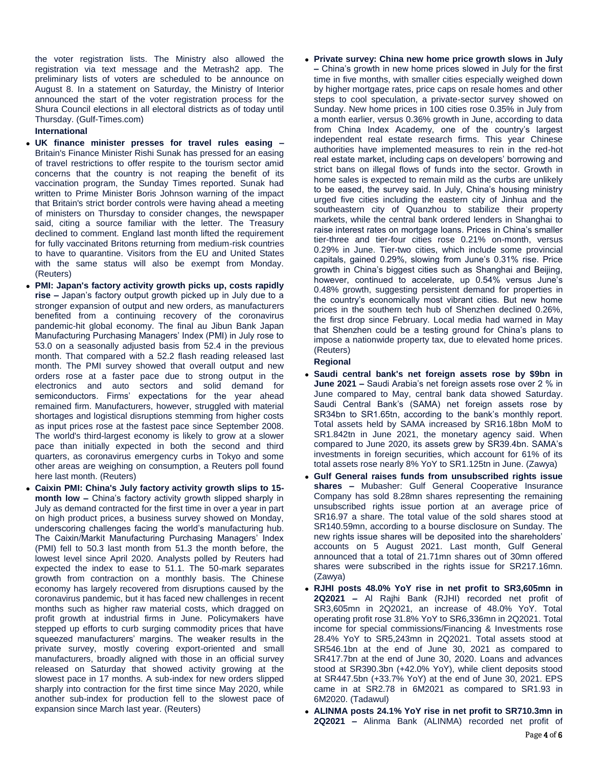the voter registration lists. The Ministry also allowed the registration via text message and the Metrash2 app. The preliminary lists of voters are scheduled to be announce on August 8. In a statement on Saturday, the Ministry of Interior announced the start of the voter registration process for the Shura Council elections in all electoral districts as of today until Thursday. (Gulf-Times.com)

**International**

- **UK finance minister presses for travel rules easing –** Britain's Finance Minister Rishi Sunak has pressed for an easing of travel restrictions to offer respite to the tourism sector amid concerns that the country is not reaping the benefit of its vaccination program, the Sunday Times reported. Sunak had written to Prime Minister Boris Johnson warning of the impact that Britain's strict border controls were having ahead a meeting of ministers on Thursday to consider changes, the newspaper said, citing a source familiar with the letter. The Treasury declined to comment. England last month lifted the requirement for fully vaccinated Britons returning from medium-risk countries to have to quarantine. Visitors from the EU and United States with the same status will also be exempt from Monday. (Reuters)
- **PMI: Japan's factory activity growth picks up, costs rapidly rise –** Japan's factory output growth picked up in July due to a stronger expansion of output and new orders, as manufacturers benefited from a continuing recovery of the coronavirus pandemic-hit global economy. The final au Jibun Bank Japan Manufacturing Purchasing Managers' Index (PMI) in July rose to 53.0 on a seasonally adjusted basis from 52.4 in the previous month. That compared with a 52.2 flash reading released last month. The PMI survey showed that overall output and new orders rose at a faster pace due to strong output in the electronics and auto sectors and solid demand for semiconductors. Firms' expectations for the year ahead remained firm. Manufacturers, however, struggled with material shortages and logistical disruptions stemming from higher costs as input prices rose at the fastest pace since September 2008. The world's third-largest economy is likely to grow at a slower pace than initially expected in both the second and third quarters, as coronavirus emergency curbs in Tokyo and some other areas are weighing on consumption, a Reuters poll found here last month. (Reuters)
- **Caixin PMI: China's July factory activity growth slips to 15-month low –** China's factory activity growth slipped sharply in July as demand contracted for the first time in over a year in part on high product prices, a business survey showed on Monday, underscoring challenges facing the world's manufacturing hub. The Caixin/Markit Manufacturing Purchasing Managers' Index (PMI) fell to 50.3 last month from 51.3 the month before, the lowest level since April 2020. Analysts polled by Reuters had expected the index to ease to 51.1. The 50-mark separates growth from contraction on a monthly basis. The Chinese economy has largely recovered from disruptions caused by the coronavirus pandemic, but it has faced new challenges in recent months such as higher raw material costs, which dragged on profit growth at industrial firms in June. Policymakers have stepped up efforts to curb surging commodity prices that have squeezed manufacturers' margins. The weaker results in the private survey, mostly covering export-oriented and small manufacturers, broadly aligned with those in an official survey released on Saturday that showed activity growing at the slowest pace in 17 months. A sub-index for new orders slipped sharply into contraction for the first time since May 2020, while another sub-index for production fell to the slowest pace of expansion since March last year. (Reuters)
- **Private survey: China new home price growth slows in July –** China's growth in new home prices slowed in July for the first time in five months, with smaller cities especially weighed down by higher mortgage rates, price caps on resale homes and other steps to cool speculation, a private-sector survey showed on Sunday. New home prices in 100 cities rose 0.35% in July from a month earlier, versus 0.36% growth in June, according to data from China Index Academy, one of the country's largest independent real estate research firms. This year Chinese authorities have implemented measures to rein in the red-hot real estate market, including caps on developers' borrowing and strict bans on illegal flows of funds into the sector. Growth in home sales is expected to remain mild as the curbs are unlikely to be eased, the survey said. In July, China's housing ministry urged five cities including the eastern city of Jinhua and the southeastern city of Quanzhou to stabilize their property markets, while the central bank ordered lenders in Shanghai to raise interest rates on mortgage loans. Prices in China's smaller tier-three and tier-four cities rose 0.21% on-month, versus 0.29% in June. Tier-two cities, which include some provincial capitals, gained 0.29%, slowing from June's 0.31% rise. Price growth in China's biggest cities such as Shanghai and Beijing, however, continued to accelerate, up 0.54% versus June's 0.48% growth, suggesting persistent demand for properties in the country's economically most vibrant cities. But new home prices in the southern tech hub of Shenzhen declined 0.26%, the first drop since February. Local media had warned in May that Shenzhen could be a testing ground for China's plans to impose a nationwide property tax, due to elevated home prices. (Reuters)

**Regional**

- **Saudi central bank's net foreign assets rose by $9bn in June 2021 –** Saudi Arabia's net foreign assets rose over 2 % in June compared to May, central bank data showed Saturday. Saudi Central Bank's (SAMA) net foreign assets rose by SR34bn to SR1.65tn, according to the bank's monthly report. Total assets held by SAMA increased by SR16.18bn MoM to SR1.842tn in June 2021, the monetary agency said. When compared to June 2020, its assets grew by SR39.4bn. SAMA's investments in foreign securities, which account for 61% of its total assets rose nearly 8% YoY to SR1.125tn in June. (Zawya)
- **Gulf General raises funds from unsubscribed rights issue shares –** Mubasher: Gulf General Cooperative Insurance Company has sold 8.28mn shares representing the remaining unsubscribed rights issue portion at an average price of SR16.97 a share. The total value of the sold shares stood at SR140.59mn, according to a bourse disclosure on Sunday. The new rights issue shares will be deposited into the shareholders' accounts on 5 August 2021. Last month, Gulf General announced that a total of 21.71mn shares out of 30mn offered shares were subscribed in the rights issue for SR217.16mn. (Zawya)
- **RJHI posts 48.0% YoY rise in net profit to SR3,605mn in 2Q2021 –** Al Rajhi Bank (RJHI) recorded net profit of SR3,605mn in 2Q2021, an increase of 48.0% YoY. Total operating profit rose 31.8% YoY to SR6,336mn in 2Q2021. Total income for special commissions/Financing & Investments rose 28.4% YoY to SR5,243mn in 2Q2021. Total assets stood at SR546.1bn at the end of June 30, 2021 as compared to SR417.7bn at the end of June 30, 2020. Loans and advances stood at SR390.3bn (+42.0% YoY), while client deposits stood at SR447.5bn (+33.7% YoY) at the end of June 30, 2021. EPS came in at SR2.78 in 6M2021 as compared to SR1.93 in 6M2020. (Tadawul)
- **ALINMA posts 24.1% YoY rise in net profit to SR710.3mn in 2Q2021 –** Alinma Bank (ALINMA) recorded net profit of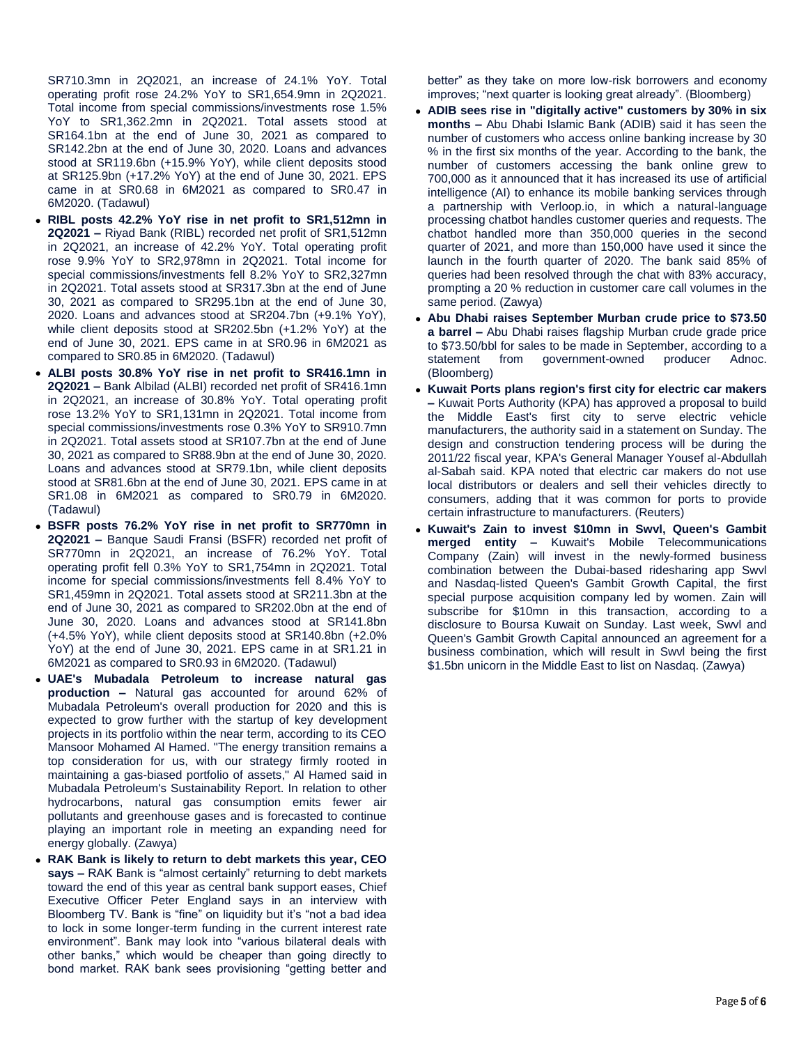SR710.3mn in 2Q2021, an increase of 24.1% YoY. Total operating profit rose 24.2% YoY to SR1,654.9mn in 2Q2021. Total income from special commissions/investments rose 1.5% YoY to SR1,362.2mn in 2Q2021. Total assets stood at SR164.1bn at the end of June 30, 2021 as compared to SR142.2bn at the end of June 30, 2020. Loans and advances stood at SR119.6bn (+15.9% YoY), while client deposits stood at SR125.9bn (+17.2% YoY) at the end of June 30, 2021. EPS came in at SR0.68 in 6M2021 as compared to SR0.47 in 6M2020. (Tadawul)

- **RIBL posts 42.2% YoY rise in net profit to SR1,512mn in 2Q2021 –** Riyad Bank (RIBL) recorded net profit of SR1,512mn in 2Q2021, an increase of 42.2% YoY. Total operating profit rose 9.9% YoY to SR2,978mn in 2Q2021. Total income for special commissions/investments fell 8.2% YoY to SR2,327mn in 2Q2021. Total assets stood at SR317.3bn at the end of June 30, 2021 as compared to SR295.1bn at the end of June 30, 2020. Loans and advances stood at SR204.7bn (+9.1% YoY), while client deposits stood at SR202.5bn (+1.2% YoY) at the end of June 30, 2021. EPS came in at SR0.96 in 6M2021 as compared to SR0.85 in 6M2020. (Tadawul)
- **ALBI posts 30.8% YoY rise in net profit to SR416.1mn in 2Q2021 –** Bank Albilad (ALBI) recorded net profit of SR416.1mn in 2Q2021, an increase of 30.8% YoY. Total operating profit rose 13.2% YoY to SR1,131mn in 2Q2021. Total income from special commissions/investments rose 0.3% YoY to SR910.7mn in 2Q2021. Total assets stood at SR107.7bn at the end of June 30, 2021 as compared to SR88.9bn at the end of June 30, 2020. Loans and advances stood at SR79.1bn, while client deposits stood at SR81.6bn at the end of June 30, 2021. EPS came in at SR1.08 in 6M2021 as compared to SR0.79 in 6M2020. (Tadawul)
- **BSFR posts 76.2% YoY rise in net profit to SR770mn in 2Q2021 –** Banque Saudi Fransi (BSFR) recorded net profit of SR770mn in 2Q2021, an increase of 76.2% YoY. Total operating profit fell 0.3% YoY to SR1,754mn in 2Q2021. Total income for special commissions/investments fell 8.4% YoY to SR1,459mn in 2Q2021. Total assets stood at SR211.3bn at the end of June 30, 2021 as compared to SR202.0bn at the end of June 30, 2020. Loans and advances stood at SR141.8bn (+4.5% YoY), while client deposits stood at SR140.8bn (+2.0% YoY) at the end of June 30, 2021. EPS came in at SR1.21 in 6M2021 as compared to SR0.93 in 6M2020. (Tadawul)
- **UAE's Mubadala Petroleum to increase natural gas production –** Natural gas accounted for around 62% of Mubadala Petroleum's overall production for 2020 and this is expected to grow further with the startup of key development projects in its portfolio within the near term, according to its CEO Mansoor Mohamed Al Hamed. "The energy transition remains a top consideration for us, with our strategy firmly rooted in maintaining a gas-biased portfolio of assets," Al Hamed said in Mubadala Petroleum's Sustainability Report. In relation to other hydrocarbons, natural gas consumption emits fewer air pollutants and greenhouse gases and is forecasted to continue playing an important role in meeting an expanding need for energy globally. (Zawya)
- **RAK Bank is likely to return to debt markets this year, CEO says –** RAK Bank is "almost certainly" returning to debt markets toward the end of this year as central bank support eases, Chief Executive Officer Peter England says in an interview with Bloomberg TV. Bank is "fine" on liquidity but it's "not a bad idea to lock in some longer-term funding in the current interest rate environment". Bank may look into "various bilateral deals with other banks," which would be cheaper than going directly to bond market. RAK bank sees provisioning "getting better and better" as they take on more low-risk borrowers and economy improves; "next quarter is looking great already". (Bloomberg)
- **ADIB sees rise in "digitally active" customers by 30% in six months –** Abu Dhabi Islamic Bank (ADIB) said it has seen the number of customers who access online banking increase by 30 % in the first six months of the year. According to the bank, the number of customers accessing the bank online grew to 700,000 as it announced that it has increased its use of artificial intelligence (AI) to enhance its mobile banking services through a partnership with Verloop.io, in which a natural-language processing chatbot handles customer queries and requests. The chatbot handled more than 350,000 queries in the second quarter of 2021, and more than 150,000 have used it since the launch in the fourth quarter of 2020. The bank said 85% of queries had been resolved through the chat with 83% accuracy, prompting a 20 % reduction in customer care call volumes in the same period. (Zawya)
- **Abu Dhabi raises September Murban crude price to $73.50 a barrel –** Abu Dhabi raises flagship Murban crude grade price to $73.50/bbl for sales to be made in September, according to a statement from government-owned producer Adnoc. (Bloomberg)
- **Kuwait Ports plans region's first city for electric car makers –** Kuwait Ports Authority (KPA) has approved a proposal to build the Middle East's first city to serve electric vehicle manufacturers, the authority said in a statement on Sunday. The design and construction tendering process will be during the 2011/22 fiscal year, KPA's General Manager Yousef al-Abdullah al-Sabah said. KPA noted that electric car makers do not use local distributors or dealers and sell their vehicles directly to consumers, adding that it was common for ports to provide certain infrastructure to manufacturers. (Reuters)
- **Kuwait's Zain to invest $10mn in Swvl, Queen's Gambit merged entity –** Kuwait's Mobile Telecommunications Company (Zain) will invest in the newly-formed business combination between the Dubai-based ridesharing app Swvl and Nasdaq-listed Queen's Gambit Growth Capital, the first special purpose acquisition company led by women. Zain will subscribe for $10mn in this transaction, according to a disclosure to Boursa Kuwait on Sunday. Last week, Swvl and Queen's Gambit Growth Capital announced an agreement for a business combination, which will result in Swvl being the first $1.5bn unicorn in the Middle East to list on Nasdaq. (Zawya)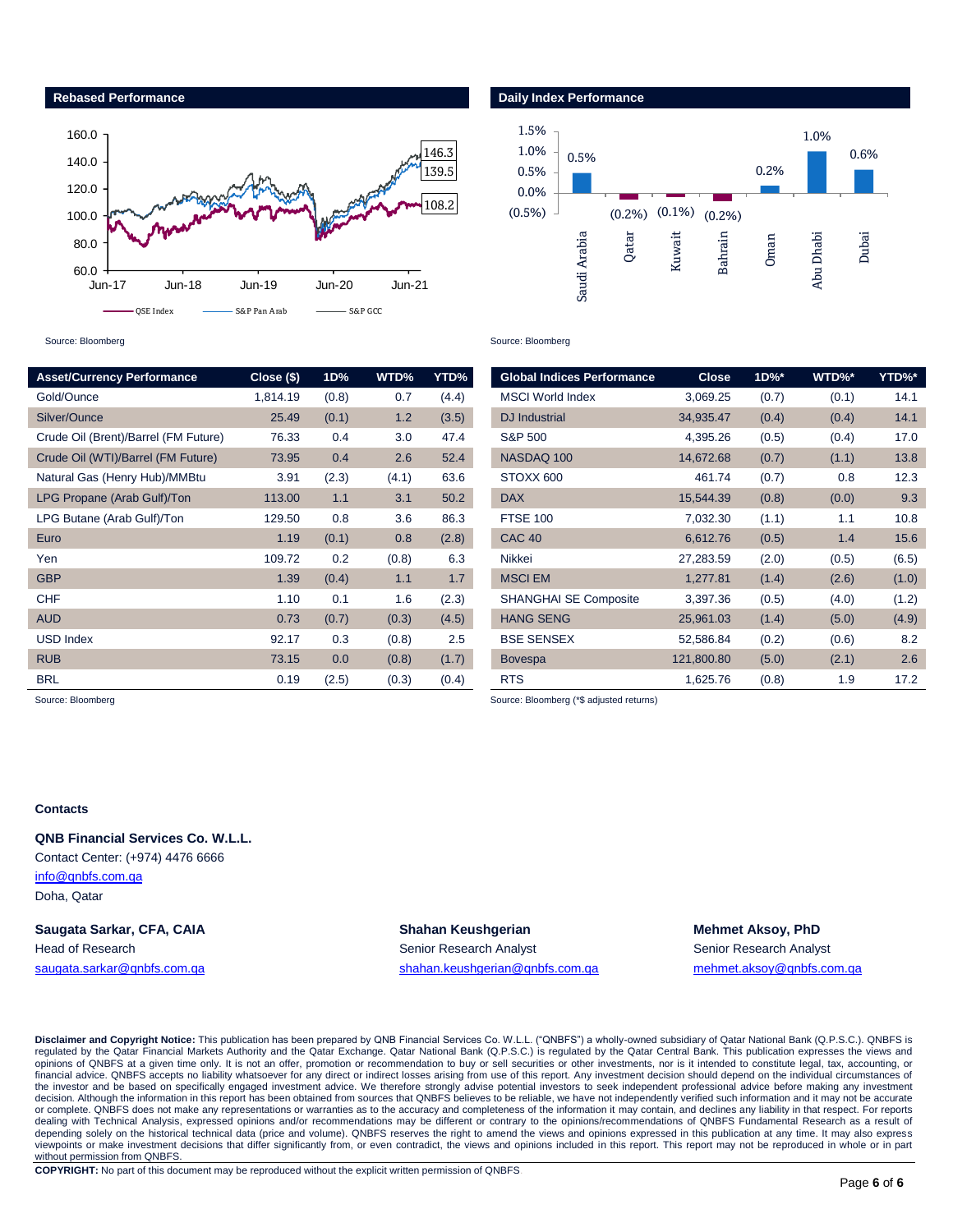## Rebased Performance

160.0
140.0
120.0
100.0
80.0
60.0
Jun-17
Jun-18
Jun-19
Jun-20
Jun-21
146.3
139.5
108.2
QSE Index
S&P Pan Arab
S&P GCC

Source: Bloomberg

## Daily Index Performance

1.5%
1.0%
0.5%
0.0%
(0.5%)
0.5%
(0.2%)
(0.1%)
(0.2%)
0.2%
1.0%
0.6%
Saudi Arabia
Qatar
Kuwait
Bahrain
Oman
Abu Dhabi
Dubai

Source: Bloomberg

| Asset/Currency Performance | Close ($) | 1D% | WTD% | YTD% |
|---|---|---|---|---|
| Gold/Ounce | 1,814.19 | (0.8) | 0.7 | (4.4) |
| Silver/Ounce | 25.49 | (0.1) | 1.2 | (3.5) |
| Crude Oil (Brent)/Barrel (FM Future) | 76.33 | 0.4 | 3.0 | 47.4 |
| Crude Oil (WTI)/Barrel (FM Future) | 73.95 | 0.4 | 2.6 | 52.4 |
| Natural Gas (Henry Hub)/MMBtu | 3.91 | (2.3) | (4.1) | 63.6 |
| LPG Propane (Arab Gulf)/Ton | 113.00 | 1.1 | 3.1 | 50.2 |
| LPG Butane (Arab Gulf)/Ton | 129.50 | 0.8 | 3.6 | 86.3 |
| Euro | 1.19 | (0.1) | 0.8 | (2.8) |
| Yen | 109.72 | 0.2 | (0.8) | 6.3 |
| GBP | 1.39 | (0.4) | 1.1 | 1.7 |
| CHF | 1.10 | 0.1 | 1.6 | (2.3) |
| AUD | 0.73 | (0.7) | (0.3) | (4.5) |
| USD Index | 92.17 | 0.3 | (0.8) | 2.5 |
| RUB | 73.15 | 0.0 | (0.8) | (1.7) |
| BRL | 0.19 | (2.5) | (0.3) | (0.4) |

Source: Bloomberg

| Global Indices Performance | Close | 1D%* | WTD%* | YTD%* |
|---|---|---|---|---|
| MSCI World Index | 3,069.25 | (0.7) | (0.1) | 14.1 |
| DJ Industrial | 34,935.47 | (0.4) | (0.4) | 14.1 |
| S&P 500 | 4,395.26 | (0.5) | (0.4) | 17.0 |
| NASDAQ 100 | 14,672.68 | (0.7) | (1.1) | 13.8 |
| STOXX 600 | 461.74 | (0.7) | 0.8 | 12.3 |
| DAX | 15,544.39 | (0.8) | (0.0) | 9.3 |
| FTSE 100 | 7,032.30 | (1.1) | 1.1 | 10.8 |
| CAC 40 | 6,612.76 | (0.5) | 1.4 | 15.6 |
| Nikkei | 27,283.59 | (2.0) | (0.5) | (6.5) |
| MSCI EM | 1,277.81 | (1.4) | (2.6) | (1.0) |
| SHANGHAI SE Composite | 3,397.36 | (0.5) | (4.0) | (1.2) |
| HANG SENG | 25,961.03 | (1.4) | (5.0) | (4.9) |
| BSE SENSEX | 52,586.84 | (0.2) | (0.6) | 8.2 |
| Bovespa | 121,800.80 | (5.0) | (2.1) | 2.6 |
| RTS | 1,625.76 | (0.8) | 1.9 | 17.2 |

Source: Bloomberg (*$ adjusted returns)

**Contacts**

**QNB Financial Services Co. W.L.L.**
Contact Center: (+974) 4476 6666
info@qnbfs.com.qa
Doha, Qatar

**Saugata Sarkar, CFA, CAIA**
Head of Research
saugata.sarkar@qnbfs.com.qa

**Shahan Keushgerian**
Senior Research Analyst
shahan.keushgerian@qnbfs.com.qa

**Mehmet Aksoy, PhD**
Senior Research Analyst
mehmet.aksoy@qnbfs.com.qa

**Disclaimer and Copyright Notice:** This publication has been prepared by QNB Financial Services Co. W.L.L. ("QNBFS") a wholly-owned subsidiary of Qatar National Bank (Q.P.S.C.). QNBFS is regulated by the Qatar Financial Markets Authority and the Qatar Exchange. Qatar National Bank (Q.P.S.C.) is regulated by the Qatar Central Bank. This publication expresses the views and opinions of QNBFS at a given time only. It is not an offer, promotion or recommendation to buy or sell securities or other investments, nor is it intended to constitute legal, tax, accounting, or financial advice. QNBFS accepts no liability whatsoever for any direct or indirect losses arising from use of this report. Any investment decision should depend on the individual circumstances of the investor and be based on specifically engaged investment advice. We therefore strongly advise potential investors to seek independent professional advice before making any investment decision. Although the information in this report has been obtained from sources that QNBFS believes to be reliable, we have not independently verified such information and it may not be accurate or complete. QNBFS does not make any representations or warranties as to the accuracy and completeness of the information it may contain, and declines any liability in that respect. For reports dealing with Technical Analysis, expressed opinions and/or recommendations may be different or contrary to the opinions/recommendations of QNBFS Fundamental Research as a result of depending solely on the historical technical data (price and volume). QNBFS reserves the right to amend the views and opinions expressed in this publication at any time. It may also express viewpoints or make investment decisions that differ significantly from, or even contradict, the views and opinions included in this report. This report may not be reproduced in whole or in part without permission from QNBFS.

**COPYRIGHT:** No part of this document may be reproduced without the explicit written permission of QNBFS